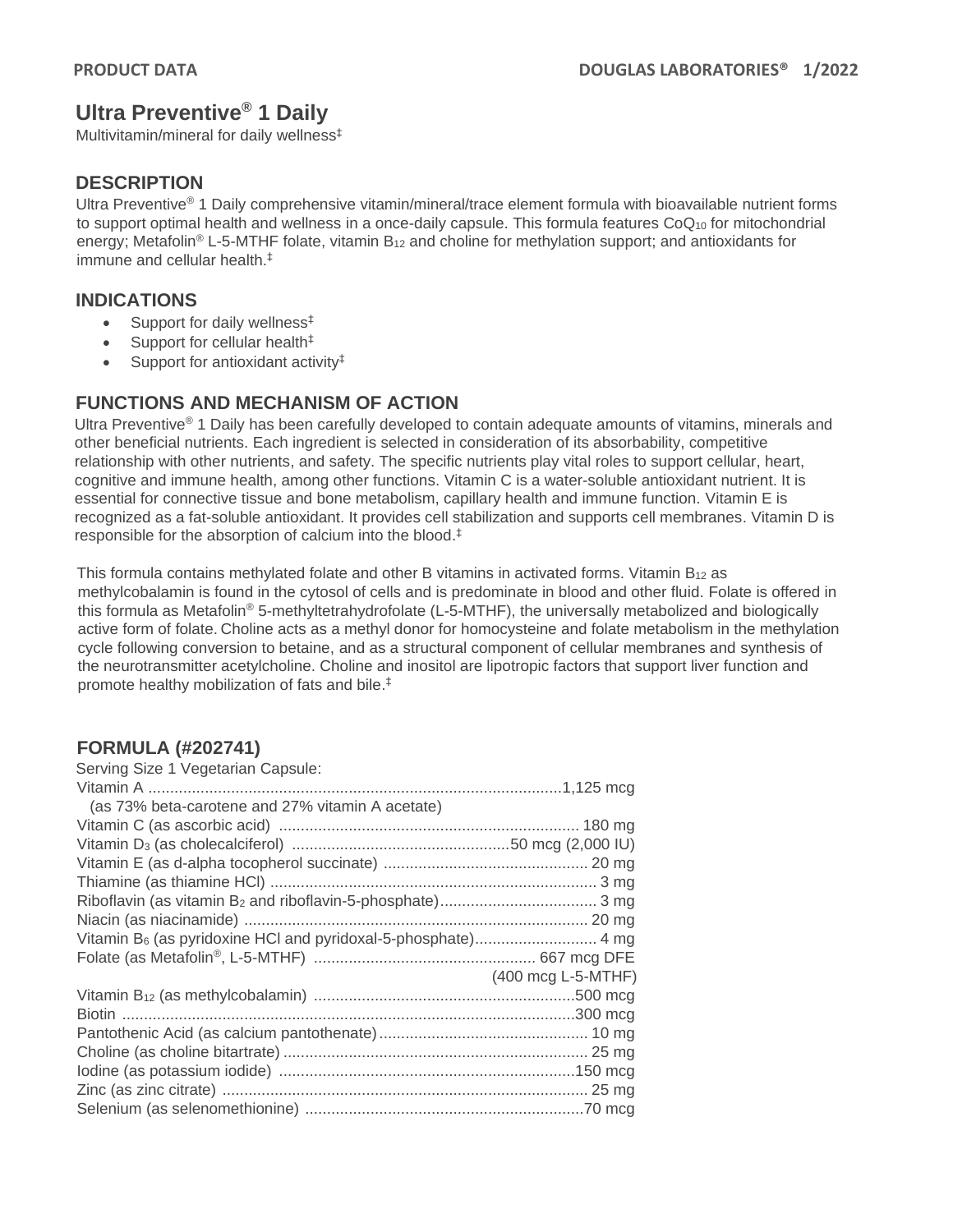# Ultra Preventive® 1 Daily

Multivitamin/mineral for daily wellness‡

## DESCRIPTION

Ultra Preventive® 1 Daily comprehensive vitamin/mineral/trace element formula with bioavailable nutrient forms to support optimal health and wellness in a once-daily capsule. This formula features $CoQ_{10}$ for mitochondrial energy; Metafolin® L-5-MTHF folate, vitamin $B_{12}$ and choline for methylation support; and antioxidants for immune and cellular health.‡

## INDICATIONS

- Support for daily wellness‡
- Support for cellular health‡
- Support for antioxidant activity‡

## FUNCTIONS AND MECHANISM OF ACTION

Ultra Preventive® 1 Daily has been carefully developed to contain adequate amounts of vitamins, minerals and other beneficial nutrients. Each ingredient is selected in consideration of its absorbability, competitive relationship with other nutrients, and safety. The specific nutrients play vital roles to support cellular, heart, cognitive and immune health, among other functions. Vitamin C is a water-soluble antioxidant nutrient. It is essential for connective tissue and bone metabolism, capillary health and immune function. Vitamin E is recognized as a fat-soluble antioxidant. It provides cell stabilization and supports cell membranes. Vitamin D is responsible for the absorption of calcium into the blood.‡

This formula contains methylated folate and other B vitamins in activated forms. Vitamin $B_{12}$ as methylcobalamin is found in the cytosol of cells and is predominate in blood and other fluid. Folate is offered in this formula as Metafolin® 5-methyltetrahydrofolate (L-5-MTHF), the universally metabolized and biologically active form of folate. Choline acts as a methyl donor for homocysteine and folate metabolism in the methylation cycle following conversion to betaine, and as a structural component of cellular membranes and synthesis of the neurotransmitter acetylcholine. Choline and inositol are lipotropic factors that support liver function and promote healthy mobilization of fats and bile.‡

## FORMULA (#202741)

Serving Size 1 Vegetarian Capsule:

| Ingredient | Amount |
|---|---|
| Vitamin A (as 73% beta-carotene and 27% vitamin A acetate) | 1,125 mcg |
| Vitamin C (as ascorbic acid) | 180 mg |
| Vitamin $D_3$ (as cholecalciferol) | 50 mcg (2,000 IU) |
| Vitamin E (as d-alpha tocopherol succinate) | 20 mg |
| Thiamine (as thiamine HCl) | 3 mg |
| Riboflavin (as vitamin $B_2$ and riboflavin-5-phosphate) | 3 mg |
| Niacin (as niacinamide) | 20 mg |
| Vitamin $B_6$ (as pyridoxine HCl and pyridoxal-5-phosphate) | 4 mg |
| Folate (as Metafolin®, L-5-MTHF) | 667 mcg DFE (400 mcg L-5-MTHF) |
| Vitamin $B_{12}$ (as methylcobalamin) | 500 mcg |
| Biotin | 300 mcg |
| Pantothenic Acid (as calcium pantothenate) | 10 mg |
| Choline (as choline bitartrate) | 25 mg |
| Iodine (as potassium iodide) | 150 mcg |
| Zinc (as zinc citrate) | 25 mg |
| Selenium (as selenomethionine) | 70 mcg |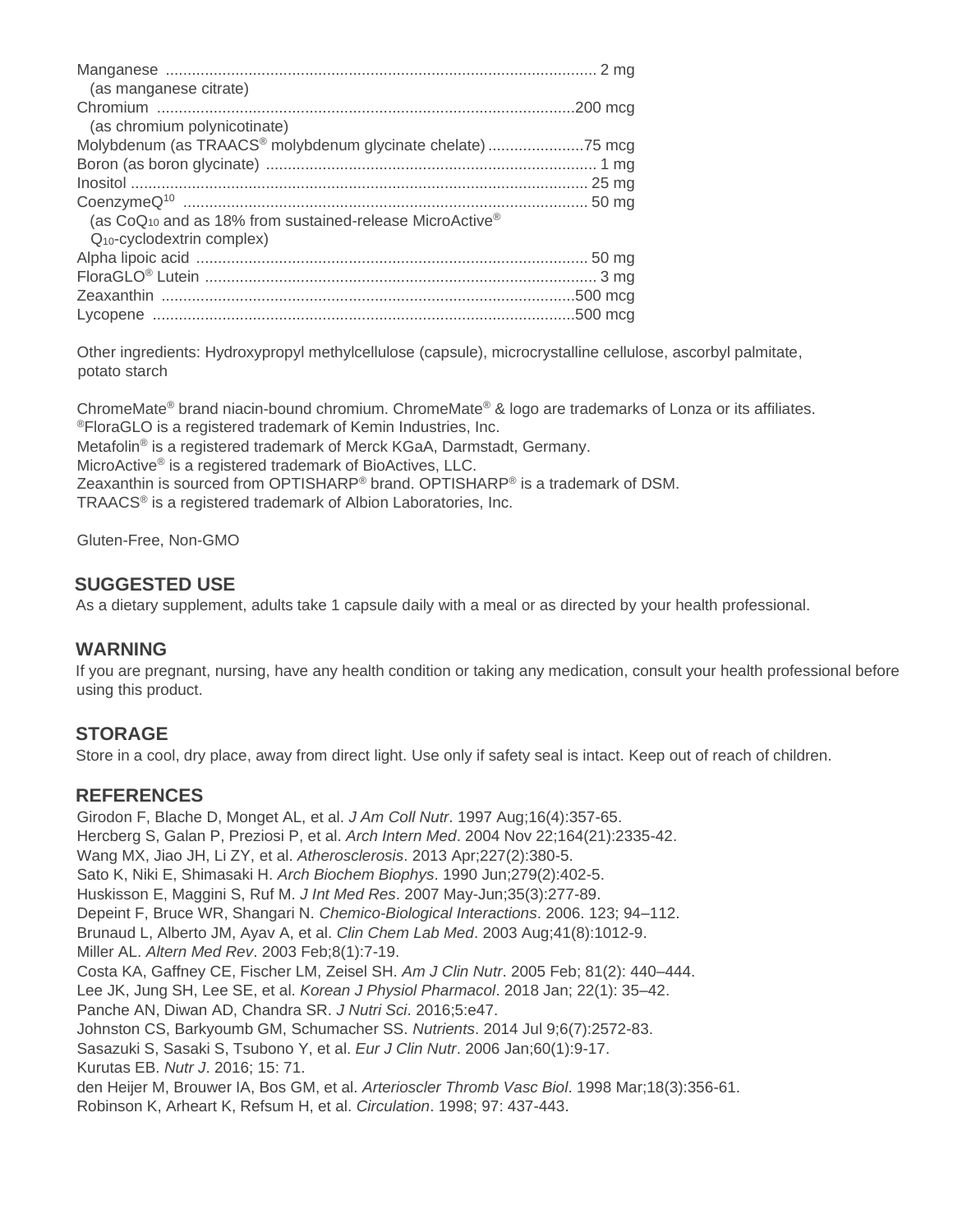| | |
|---|---|
| Manganese (as manganese citrate) | 2 mg |
| Chromium (as chromium polynicotinate) | 200 mcg |
| Molybdenum (as TRAACS® molybdenum glycinate chelate) | 75 mcg |
| Boron (as boron glycinate) | 1 mg |
| Inositol | 25 mg |
| CoenzymeQ[10] (as $CoQ_{10}$ and as 18% from sustained-release MicroActive® $Q_{10}$-cyclodextrin complex) | 50 mg |
| Alpha lipoic acid | 50 mg |
| FloraGLO® Lutein | 3 mg |
| Zeaxanthin | 500 mcg |
| Lycopene | 500 mcg |

Other ingredients: Hydroxypropyl methylcellulose (capsule), microcrystalline cellulose, ascorbyl palmitate, potato starch

ChromeMate® brand niacin-bound chromium. ChromeMate® & logo are trademarks of Lonza or its affiliates.
®FloraGLO is a registered trademark of Kemin Industries, Inc.
Metafolin® is a registered trademark of Merck KGaA, Darmstadt, Germany.
MicroActive® is a registered trademark of BioActives, LLC.
Zeaxanthin is sourced from OPTISHARP® brand. OPTISHARP® is a trademark of DSM.
TRAACS® is a registered trademark of Albion Laboratories, Inc.

Gluten-Free, Non-GMO

## SUGGESTED USE

As a dietary supplement, adults take 1 capsule daily with a meal or as directed by your health professional.

## WARNING

If you are pregnant, nursing, have any health condition or taking any medication, consult your health professional before using this product.

## STORAGE

Store in a cool, dry place, away from direct light. Use only if safety seal is intact. Keep out of reach of children.

## REFERENCES

Girodon F, Blache D, Monget AL, et al. *J Am Coll Nutr*. 1997 Aug;16(4):357-65.
Hercberg S, Galan P, Preziosi P, et al. *Arch Intern Med*. 2004 Nov 22;164(21):2335-42.
Wang MX, Jiao JH, Li ZY, et al. *Atherosclerosis*. 2013 Apr;227(2):380-5.
Sato K, Niki E, Shimasaki H. *Arch Biochem Biophys*. 1990 Jun;279(2):402-5.
Huskisson E, Maggini S, Ruf M. *J Int Med Res*. 2007 May-Jun;35(3):277-89.
Depeint F, Bruce WR, Shangari N. *Chemico-Biological Interactions*. 2006. 123; 94–112.
Brunaud L, Alberto JM, Ayav A, et al. *Clin Chem Lab Med*. 2003 Aug;41(8):1012-9.
Miller AL. *Altern Med Rev*. 2003 Feb;8(1):7-19.
Costa KA, Gaffney CE, Fischer LM, Zeisel SH. *Am J Clin Nutr*. 2005 Feb; 81(2): 440–444.
Lee JK, Jung SH, Lee SE, et al. *Korean J Physiol Pharmacol*. 2018 Jan; 22(1): 35–42.
Panche AN, Diwan AD, Chandra SR. *J Nutri Sci*. 2016;5:e47.
Johnston CS, Barkyoumb GM, Schumacher SS. *Nutrients*. 2014 Jul 9;6(7):2572-83.
Sasazuki S, Sasaki S, Tsubono Y, et al. *Eur J Clin Nutr*. 2006 Jan;60(1):9-17.
Kurutas EB. *Nutr J*. 2016; 15: 71.
den Heijer M, Brouwer IA, Bos GM, et al. *Arterioscler Thromb Vasc Biol*. 1998 Mar;18(3):356-61.
Robinson K, Arheart K, Refsum H, et al. *Circulation*. 1998; 97: 437-443.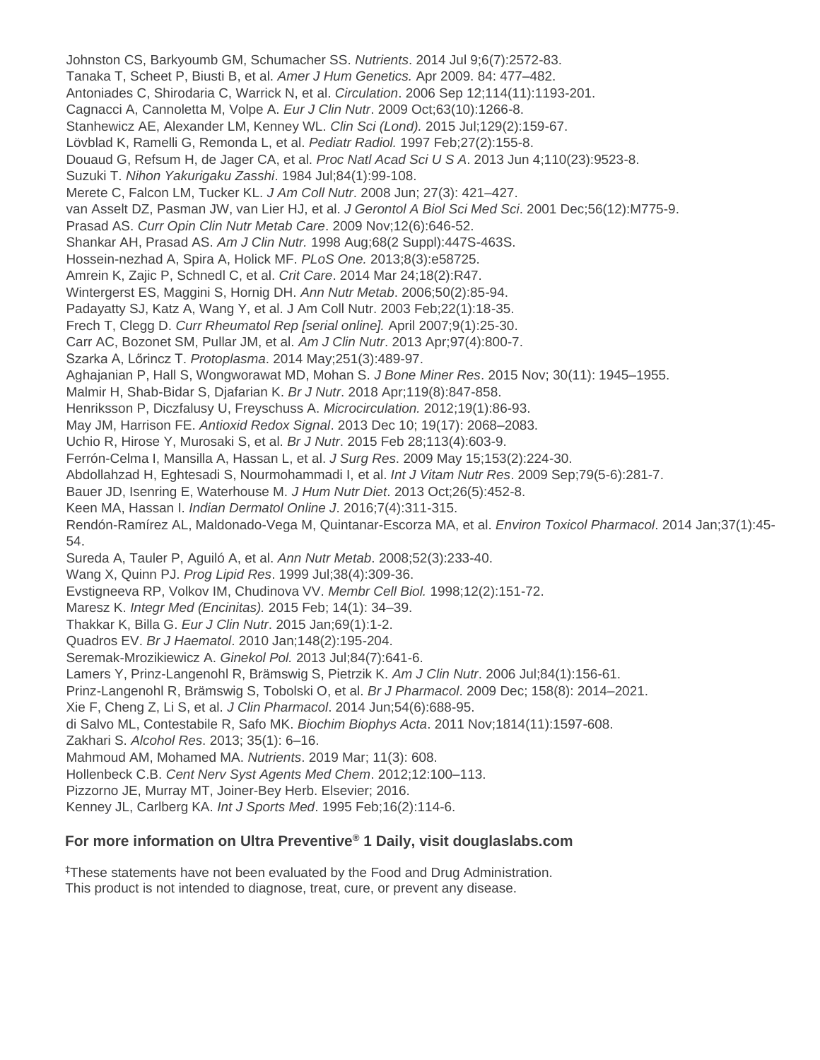Johnston CS, Barkyoumb GM, Schumacher SS. *Nutrients*. 2014 Jul 9;6(7):2572-83.
Tanaka T, Scheet P, Biusti B, et al. *Amer J Hum Genetics.* Apr 2009. 84: 477–482.
Antoniades C, Shirodaria C, Warrick N, et al. *Circulation*. 2006 Sep 12;114(11):1193-201.
Cagnacci A, Cannoletta M, Volpe A. *Eur J Clin Nutr*. 2009 Oct;63(10):1266-8.
Stanhewicz AE, Alexander LM, Kenney WL. *Clin Sci (Lond).* 2015 Jul;129(2):159-67.
Lövblad K, Ramelli G, Remonda L, et al. *Pediatr Radiol.* 1997 Feb;27(2):155-8.
Douaud G, Refsum H, de Jager CA, et al. *Proc Natl Acad Sci U S A*. 2013 Jun 4;110(23):9523-8.
Suzuki T. *Nihon Yakurigaku Zasshi*. 1984 Jul;84(1):99-108.
Merete C, Falcon LM, Tucker KL. *J Am Coll Nutr*. 2008 Jun; 27(3): 421–427.
van Asselt DZ, Pasman JW, van Lier HJ, et al. *J Gerontol A Biol Sci Med Sci*. 2001 Dec;56(12):M775-9.
Prasad AS. *Curr Opin Clin Nutr Metab Care*. 2009 Nov;12(6):646-52.
Shankar AH, Prasad AS. *Am J Clin Nutr.* 1998 Aug;68(2 Suppl):447S-463S.
Hossein-nezhad A, Spira A, Holick MF. *PLoS One.* 2013;8(3):e58725.
Amrein K, Zajic P, Schnedl C, et al. *Crit Care*. 2014 Mar 24;18(2):R47.
Wintergerst ES, Maggini S, Hornig DH. *Ann Nutr Metab*. 2006;50(2):85-94.
Padayatty SJ, Katz A, Wang Y, et al. J Am Coll Nutr. 2003 Feb;22(1):18-35.
Frech T, Clegg D. *Curr Rheumatol Rep [serial online].* April 2007;9(1):25-30.
Carr AC, Bozonet SM, Pullar JM, et al. *Am J Clin Nutr*. 2013 Apr;97(4):800-7.
Szarka A, Lőrincz T. *Protoplasma*. 2014 May;251(3):489-97.
Aghajanian P, Hall S, Wongworawat MD, Mohan S. *J Bone Miner Res*. 2015 Nov; 30(11): 1945–1955.
Malmir H, Shab-Bidar S, Djafarian K. *Br J Nutr*. 2018 Apr;119(8):847-858.
Henriksson P, Diczfalusy U, Freyschuss A. *Microcirculation.* 2012;19(1):86-93.
May JM, Harrison FE. *Antioxid Redox Signal*. 2013 Dec 10; 19(17): 2068–2083.
Uchio R, Hirose Y, Murosaki S, et al. *Br J Nutr*. 2015 Feb 28;113(4):603-9.
Ferrón-Celma I, Mansilla A, Hassan L, et al. *J Surg Res*. 2009 May 15;153(2):224-30.
Abdollahzad H, Eghtesadi S, Nourmohammadi I, et al. *Int J Vitam Nutr Res*. 2009 Sep;79(5-6):281-7.
Bauer JD, Isenring E, Waterhouse M. *J Hum Nutr Diet*. 2013 Oct;26(5):452-8.
Keen MA, Hassan I. *Indian Dermatol Online J*. 2016;7(4):311-315.
Rendón-Ramírez AL, Maldonado-Vega M, Quintanar-Escorza MA, et al. *Environ Toxicol Pharmacol*. 2014 Jan;37(1):45-54.
Sureda A, Tauler P, Aguiló A, et al. *Ann Nutr Metab*. 2008;52(3):233-40.
Wang X, Quinn PJ. *Prog Lipid Res*. 1999 Jul;38(4):309-36.
Evstigneeva RP, Volkov IM, Chudinova VV. *Membr Cell Biol.* 1998;12(2):151-72.
Maresz K. *Integr Med (Encinitas).* 2015 Feb; 14(1): 34–39.
Thakkar K, Billa G. *Eur J Clin Nutr*. 2015 Jan;69(1):1-2.
Quadros EV. *Br J Haematol*. 2010 Jan;148(2):195-204.
Seremak-Mrozikiewicz A. *Ginekol Pol.* 2013 Jul;84(7):641-6.
Lamers Y, Prinz-Langenohl R, Brämswig S, Pietrzik K. *Am J Clin Nutr*. 2006 Jul;84(1):156-61.
Prinz-Langenohl R, Brämswig S, Tobolski O, et al. *Br J Pharmacol*. 2009 Dec; 158(8): 2014–2021.
Xie F, Cheng Z, Li S, et al. *J Clin Pharmacol*. 2014 Jun;54(6):688-95.
di Salvo ML, Contestabile R, Safo MK. *Biochim Biophys Acta*. 2011 Nov;1814(11):1597-608.
Zakhari S. *Alcohol Res*. 2013; 35(1): 6–16.
Mahmoud AM, Mohamed MA. *Nutrients*. 2019 Mar; 11(3): 608.
Hollenbeck C.B. *Cent Nerv Syst Agents Med Chem*. 2012;12:100–113.
Pizzorno JE, Murray MT, Joiner-Bey Herb. Elsevier; 2016.
Kenney JL, Carlberg KA. *Int J Sports Med*. 1995 Feb;16(2):114-6.

**For more information on Ultra Preventive® 1 Daily, visit douglaslabs.com**

‡These statements have not been evaluated by the Food and Drug Administration.
This product is not intended to diagnose, treat, cure, or prevent any disease.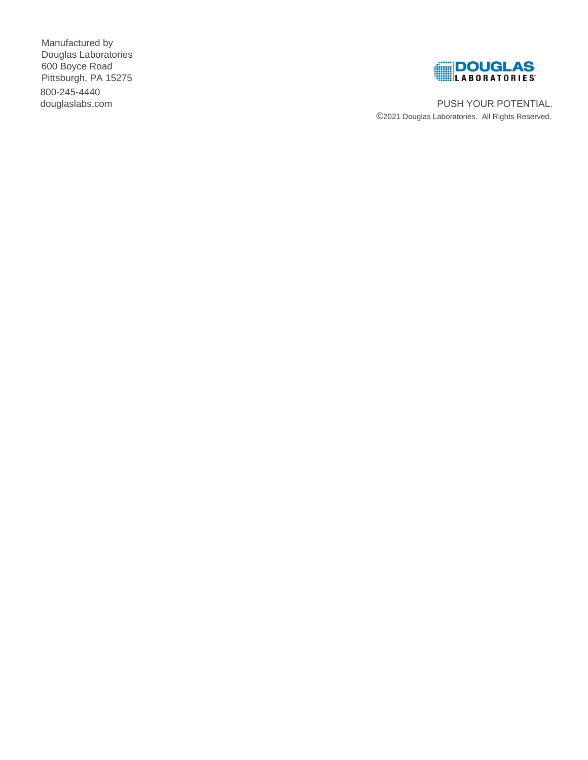Manufactured by
Douglas Laboratories
600 Boyce Road
Pittsburgh, PA 15275
800-245-4440
douglaslabs.com

DOUGLAS LABORATORIES

PUSH YOUR POTENTIAL.

©2021 Douglas Laboratories. All Rights Reserved.